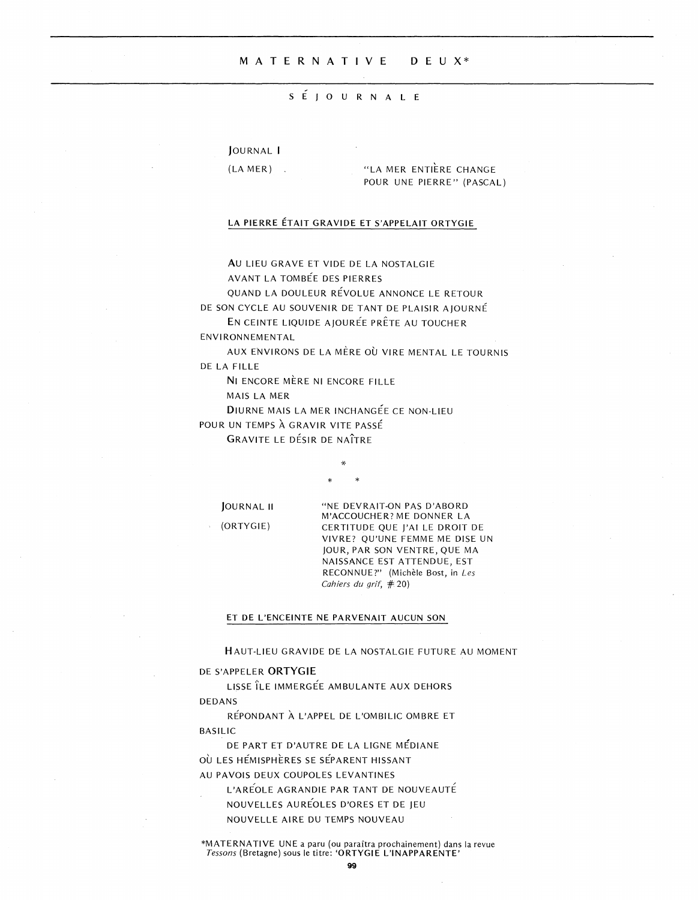# MATERNATIVE DEUX*

## SÉJOURNALE

JOURNAL I

(LA MER)

"LA MER ENTIÈRE CHANGE
POUR UNE PIERRE" (PASCAL)

LA PIERRE ÉTAIT GRAVIDE ET S'APPELAIT ORTYGIE

AU LIEU GRAVE ET VIDE DE LA NOSTALGIE
AVANT LA TOMBÉE DES PIERRES
QUAND LA DOULEUR RÉVOLUE ANNONCE LE RETOUR
DE SON CYCLE AU SOUVENIR DE TANT DE PLAISIR AJOURNÉ
EN CEINTE LIQUIDE AJOURÉE PRÊTE AU TOUCHER
ENVIRONNEMENTAL
AUX ENVIRONS DE LA MÈRE OÙ VIRE MENTAL LE TOURNIS
DE LA FILLE
NI ENCORE MÈRE NI ENCORE FILLE
MAIS LA MER
DIURNE MAIS LA MER INCHANGÉE CE NON-LIEU
POUR UN TEMPS À GRAVIR VITE PASSÉ
GRAVITE LE DÉSIR DE NAÎTRE

\*
\* \*

JOURNAL II

(ORTYGIE)

"NE DEVRAIT-ON PAS D'ABORD
M'ACCOUCHER? ME DONNER LA
CERTITUDE QUE J'AI LE DROIT DE
VIVRE? QU'UNE FEMME ME DISE UN
JOUR, PAR SON VENTRE, QUE MA
NAISSANCE EST ATTENDUE, EST
RECONNUE?" (Michèle Bost, in *Les Cahiers du grif*, # 20)

ET DE L'ENCEINTE NE PARVENAIT AUCUN SON

HAUT-LIEU GRAVIDE DE LA NOSTALGIE FUTURE AU MOMENT
DE S'APPELER **ORTYGIE**
LISSE ÎLE IMMERGÉE AMBULANTE AUX DEHORS
DEDANS
RÉPONDANT À L'APPEL DE L'OMBILIC OMBRE ET
BASILIC
DE PART ET D'AUTRE DE LA LIGNE MÉDIANE
OÙ LES HÉMISPHÈRES SE SÉPARENT HISSANT
AU PAVOIS DEUX COUPOLES LEVANTINES
L'ARÉOLE AGRANDIE PAR TANT DE NOUVEAUTÉ
NOUVELLES AURÉOLES D'ORES ET DE JEU
NOUVELLE AIRE DU TEMPS NOUVEAU

*MATERNATIVE UNE a paru (ou paraîtra prochainement) dans la revue *Tessons* (Bretagne) sous le titre: **'ORTYGIE L'INAPPARENTE'**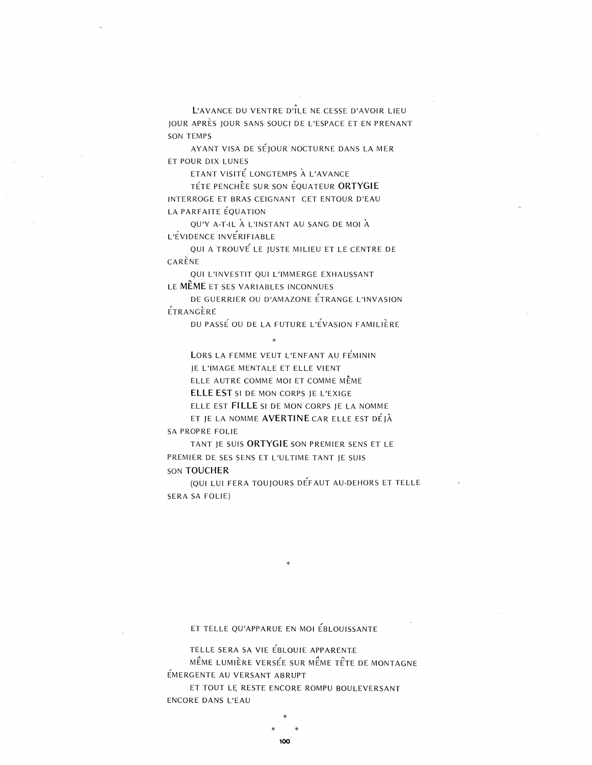L'AVANCE DU VENTRE D'ÎLE NE CESSE D'AVOIR LIEU
JOUR APRÈS JOUR SANS SOUCI DE L'ESPACE ET EN PRENANT
SON TEMPS

AYANT VISA DE SÉJOUR NOCTURNE DANS LA MER
ET POUR DIX LUNES

ETANT VISITÉ LONGTEMPS À L'AVANCE

TÊTE PENCHÉE SUR SON ÉQUATEUR **ORTYGIE**
INTERROGE ET BRAS CEIGNANT CET ENTOUR D'EAU
LA PARFAITE ÉQUATION

QU'Y A-T-IL À L'INSTANT AU SANG DE MOI À
L'ÉVIDENCE INVÉRIFIABLE

QUI A TROUVÉ LE JUSTE MILIEU ET LE CENTRE DE
CARÈNE

QUI L'INVESTIT QUI L'IMMERGE EXHAUSSANT
LE **MÊME** ET SES VARIABLES INCONNUES

DE GUERRIER OU D'AMAZONE ÉTRANGE L'INVASION
ÉTRANGÈRE

DU PASSÉ OU DE LA FUTURE L'ÉVASION FAMILIÈRE

*

LORS LA FEMME VEUT L'ENFANT AU FÉMININ
JE L'IMAGE MENTALE ET ELLE VIENT
ELLE AUTRE COMME MOI ET COMME MÊME
**ELLE EST** SI DE MON CORPS JE L'EXIGE
ELLE EST **FILLE** SI DE MON CORPS JE LA NOMME
ET JE LA NOMME **AVERTINE** CAR ELLE EST DÉJÀ
SA PROPRE FOLIE

TANT JE SUIS **ORTYGIE** SON PREMIER SENS ET LE
PREMIER DE SES SENS ET L'ULTIME TANT JE SUIS
SON **TOUCHER**

(QUI LUI FERA TOUJOURS DÉFAUT AU-DEHORS ET TELLE
SERA SA FOLIE)

*

ET TELLE QU'APPARUE EN MOI ÉBLOUISSANTE

TELLE SERA SA VIE ÉBLOUIE APPARENTE

MÊME LUMIÈRE VERSÉE SUR MÊME TÊTE DE MONTAGNE
ÉMERGENTE AU VERSANT ABRUPT

ET TOUT LE RESTE ENCORE ROMPU BOULEVERSANT
ENCORE DANS L'EAU

*

\*    \*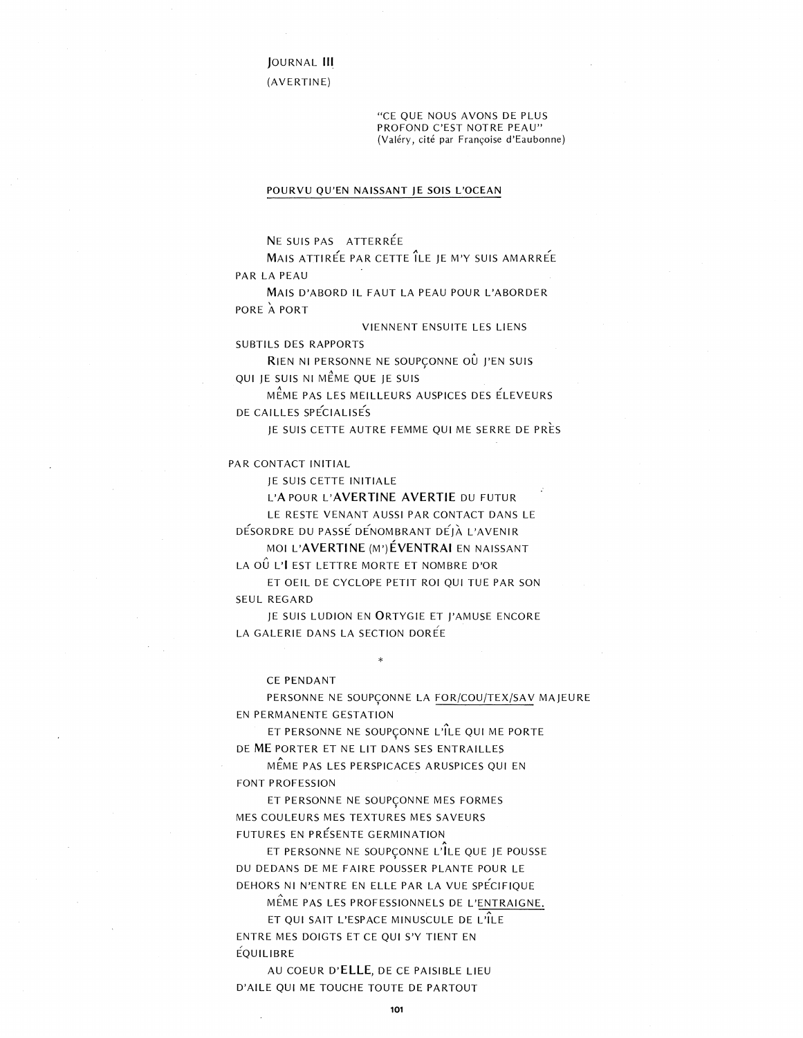JOURNAL III

(AVERTINE)

> "CE QUE NOUS AVONS DE PLUS PROFOND C'EST NOTRE PEAU"
> (Valéry, cité par Françoise d'Eaubonne)

<u>POURVU QU'EN NAISSANT JE SOIS L'OCEAN</u>

NE SUIS PAS ATTERRÉE
MAIS ATTIRÉE PAR CETTE ÎLE JE M'Y SUIS AMARRÉE
PAR LA PEAU
MAIS D'ABORD IL FAUT LA PEAU POUR L'ABORDER
PORE À PORT
VIENNENT ENSUITE LES LIENS
SUBTILS DES RAPPORTS
RIEN NI PERSONNE NE SOUPÇONNE OÛ J'EN SUIS
QUI JE SUIS NI MÊME QUE JE SUIS
MÊME PAS LES MEILLEURS AUSPICES DES ÉLEVEURS
DE CAILLES SPÉCIALISÉS
JE SUIS CETTE AUTRE FEMME QUI ME SERRE DE PRÈS

PAR CONTACT INITIAL
JE SUIS CETTE INITIALE
L'**A** POUR L'**AVERTINE AVERTIE** DU FUTUR
LE RESTE VENANT AUSSI PAR CONTACT DANS LE
DÉSORDRE DU PASSÉ DÉNOMBRANT DÉJÀ L'AVENIR
MOI L'**AVERTINE** (M')**ÉVENTRAI** EN NAISSANT
LA OÛ L'**I** EST LETTRE MORTE ET NOMBRE D'OR
ET OEIL DE CYCLOPE PETIT ROI QUI TUE PAR SON
SEUL REGARD
JE SUIS LUDION EN **O**RTYGIE ET J'AMUSE ENCORE
LA GALERIE DANS LA SECTION DORÉE

*

CE PENDANT
PERSONNE NE SOUPÇONNE LA <u>FOR/COU/TEX/SAV</u> MAJEURE
EN PERMANENTE GESTATION
ET PERSONNE NE SOUPÇONNE L'ÎLE QUI ME PORTE
DE **ME** PORTER ET NE LIT DANS SES ENTRAILLES
MÊME PAS LES PERSPICACES ARUSPICES QUI EN
FONT PROFESSION
ET PERSONNE NE SOUPÇONNE MES FORMES
MES COULEURS MES TEXTURES MES SAVEURS
FUTURES EN PRÉSENTE GERMINATION
ET PERSONNE NE SOUPÇONNE L'ÎLE QUE JE POUSSE
DU DEDANS DE ME FAIRE POUSSER PLANTE POUR LE
DEHORS NI N'ENTRE EN ELLE PAR LA VUE SPÉCIFIQUE
MÊME PAS LES PROFESSIONNELS DE L'<u>ENTRAIGNE.</u>
ET QUI SAIT L'ESPACE MINUSCULE DE L'ÎLE
ENTRE MES DOIGTS ET CE QUI S'Y TIENT EN
ÉQUILIBRE
AU COEUR D'**ELLE**, DE CE PAISIBLE LIEU
D'AILE QUI ME TOUCHE TOUTE DE PARTOUT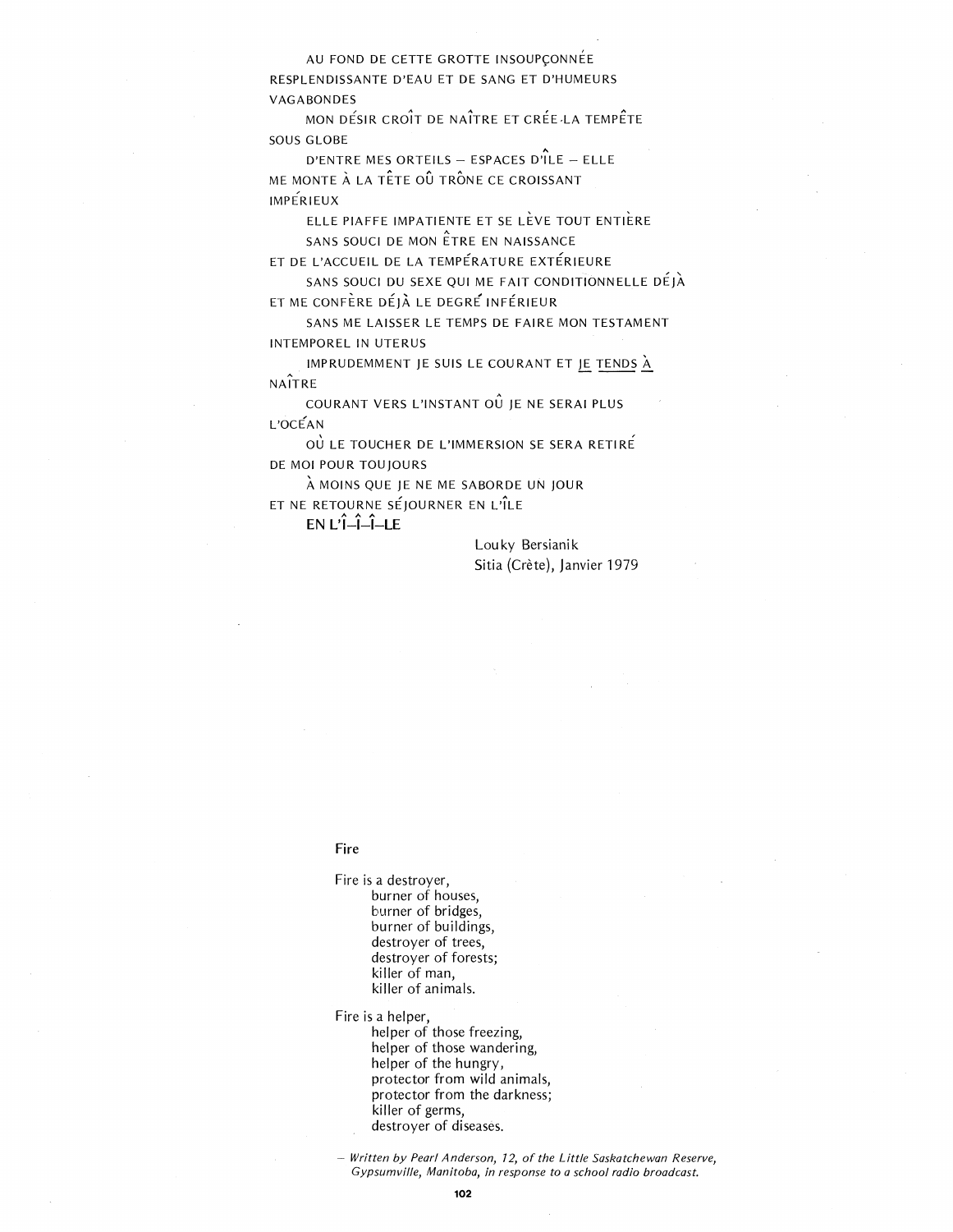AU FOND DE CETTE GROTTE INSOUPÇONNÉE
RESPLENDISSANTE D'EAU ET DE SANG ET D'HUMEURS
VAGABONDES
MON DÉSIR CROÎT DE NAÎTRE ET CRÉE LA TEMPÊTE
SOUS GLOBE
D'ENTRE MES ORTEILS — ESPACES D'ÎLE — ELLE
ME MONTE À LA TÊTE OÙ TRÔNE CE CROISSANT
IMPÉRIEUX
ELLE PIAFFE IMPATIENTE ET SE LÈVE TOUT ENTIÈRE
SANS SOUCI DE MON ÊTRE EN NAISSANCE
ET DE L'ACCUEIL DE LA TEMPÉRATURE EXTÉRIEURE
SANS SOUCI DU SEXE QUI ME FAIT CONDITIONNELLE DÉJÀ
ET ME CONFÈRE DÉJÀ LE DEGRÉ INFÉRIEUR
SANS ME LAISSER LE TEMPS DE FAIRE MON TESTAMENT
INTEMPOREL IN UTERUS
IMPRUDEMMENT JE SUIS LE COURANT ET <u>JE TENDS À</u>
NAÎTRE
COURANT VERS L'INSTANT OÙ JE NE SERAI PLUS
L'OCÉAN
OÙ LE TOUCHER DE L'IMMERSION SE SERA RETIRÉ
DE MOI POUR TOUJOURS
À MOINS QUE JE NE ME SABORDE UN JOUR
ET NE RETOURNE SÉJOURNER EN L'ÎLE
**EN L'Î–Î–Î–LE**

Louky Bersianik
Sitia (Crète), Janvier 1979

### Fire

Fire is a destroyer,
burner of houses,
burner of bridges,
burner of buildings,
destroyer of trees,
destroyer of forests;
killer of man,
killer of animals.

Fire is a helper,
helper of those freezing,
helper of those wandering,
helper of the hungry,
protector from wild animals,
protector from the darkness;
killer of germs,
destroyer of diseases.

*— Written by Pearl Anderson, 12, of the Little Saskatchewan Reserve, Gypsumville, Manitoba, in response to a school radio broadcast.*